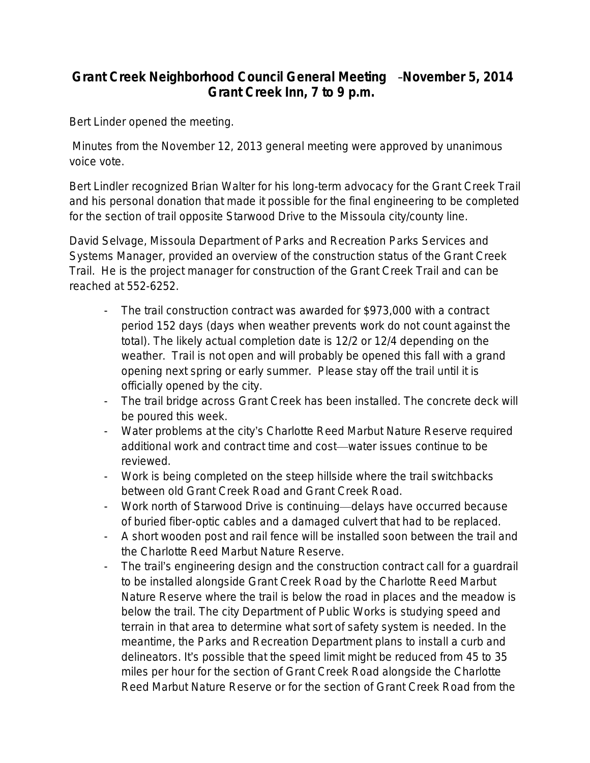## Grant Creek Neighborhood Council General Meeting –November 5, 2014 Grant Creek Inn, 7 to 9 p.m.

Bert Linder opened the meeting.

Minutes from the November 12, 2013 general meeting were approved by unanimous voice vote.

Bert Lindler recognized Brian Walter for his long-term advocacy for the Grant Creek Trail and his personal donation that made it possible for the final engineering to be completed for the section of trail opposite Starwood Drive to the Missoula city/county line.

David Selvage, Missoula Department of Parks and Recreation Parks Services and Systems Manager, provided an overview of the construction status of the Grant Creek Trail. He is the project manager for construction of the Grant Creek Trail and can be reached at 552-6252.

- The trail construction contract was awarded for $973,000 with a contract period 152 days (days when weather prevents work do not count against the total). The likely actual completion date is 12/2 or 12/4 depending on the weather. Trail is not open and will probably be opened this fall with a grand opening next spring or early summer. Please stay off the trail until it is officially opened by the city.
- The trail bridge across Grant Creek has been installed. The concrete deck will be poured this week.
- Water problems at the city's Charlotte Reed Marbut Nature Reserve required additional work and contract time and cost—water issues continue to be reviewed.
- Work is being completed on the steep hillside where the trail switchbacks between old Grant Creek Road and Grant Creek Road.
- Work north of Starwood Drive is continuing—delays have occurred because of buried fiber-optic cables and a damaged culvert that had to be replaced.
- A short wooden post and rail fence will be installed soon between the trail and the Charlotte Reed Marbut Nature Reserve.
- The trail's engineering design and the construction contract call for a guardrail to be installed alongside Grant Creek Road by the Charlotte Reed Marbut Nature Reserve where the trail is below the road in places and the meadow is below the trail. The city Department of Public Works is studying speed and terrain in that area to determine what sort of safety system is needed. In the meantime, the Parks and Recreation Department plans to install a curb and delineators. It's possible that the speed limit might be reduced from 45 to 35 miles per hour for the section of Grant Creek Road alongside the Charlotte Reed Marbut Nature Reserve or for the section of Grant Creek Road from the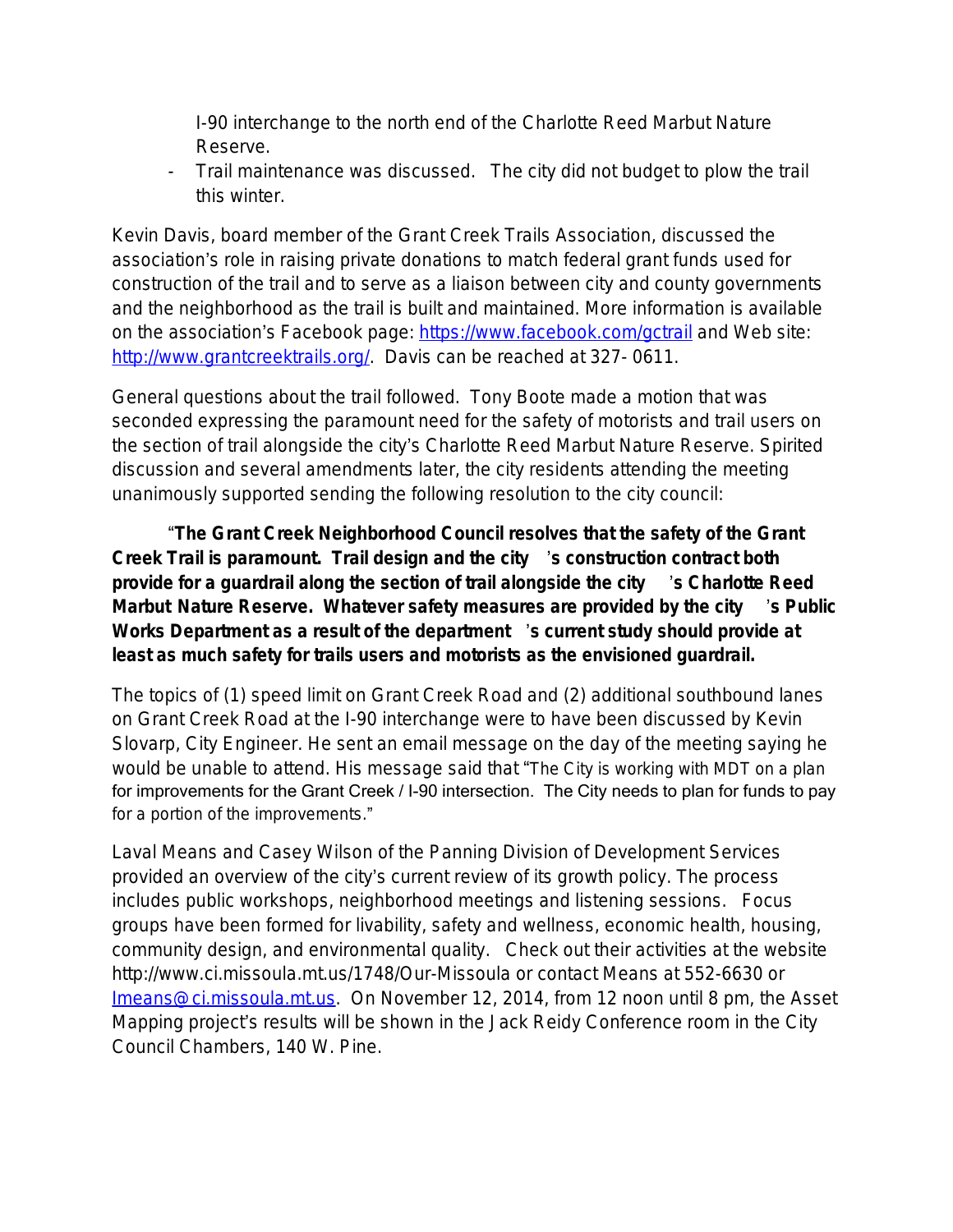I-90 interchange to the north end of the Charlotte Reed Marbut Nature Reserve.

- Trail maintenance was discussed. The city did not budget to plow the trail this winter.

Kevin Davis, board member of the Grant Creek Trails Association, discussed the association's role in raising private donations to match federal grant funds used for construction of the trail and to serve as a liaison between city and county governments and the neighborhood as the trail is built and maintained. More information is available on the association's Facebook page: [https://www.facebook.com/gctrail](https://www.facebook.com/gctrail) and Web site: [http://www.grantcreektrails.org/](http://www.grantcreektrails.org/). Davis can be reached at 327- 0611.

General questions about the trail followed. Tony Boote made a motion that was seconded expressing the paramount need for the safety of motorists and trail users on the section of trail alongside the city's Charlotte Reed Marbut Nature Reserve. Spirited discussion and several amendments later, the city residents attending the meeting unanimously supported sending the following resolution to the city council:

"**The Grant Creek Neighborhood Council resolves that the safety of the Grant Creek Trail is paramount. Trail design and the city's construction contract both provide for a guardrail along the section of trail alongside the city's Charlotte Reed Marbut Nature Reserve. Whatever safety measures are provided by the city's Public Works Department as a result of the department's current study should provide at least as much safety for trails users and motorists as the envisioned guardrail.**

The topics of (1) speed limit on Grant Creek Road and (2) additional southbound lanes on Grant Creek Road at the I-90 interchange were to have been discussed by Kevin Slovarp, City Engineer. He sent an email message on the day of the meeting saying he would be unable to attend. His message said that "The City is working with MDT on a plan for improvements for the Grant Creek / I-90 intersection. The City needs to plan for funds to pay for a portion of the improvements."

Laval Means and Casey Wilson of the Panning Division of Development Services provided an overview of the city's current review of its growth policy. The process includes public workshops, neighborhood meetings and listening sessions. Focus groups have been formed for livability, safety and wellness, economic health, housing, community design, and environmental quality. Check out their activities at the website http://www.ci.missoula.mt.us/1748/Our-Missoula or contact Means at 552-6630 or [lmeans@ci.missoula.mt.us](mailto:lmeans@ci.missoula.mt.us). On November 12, 2014, from 12 noon until 8 pm, the Asset Mapping project's results will be shown in the Jack Reidy Conference room in the City Council Chambers, 140 W. Pine.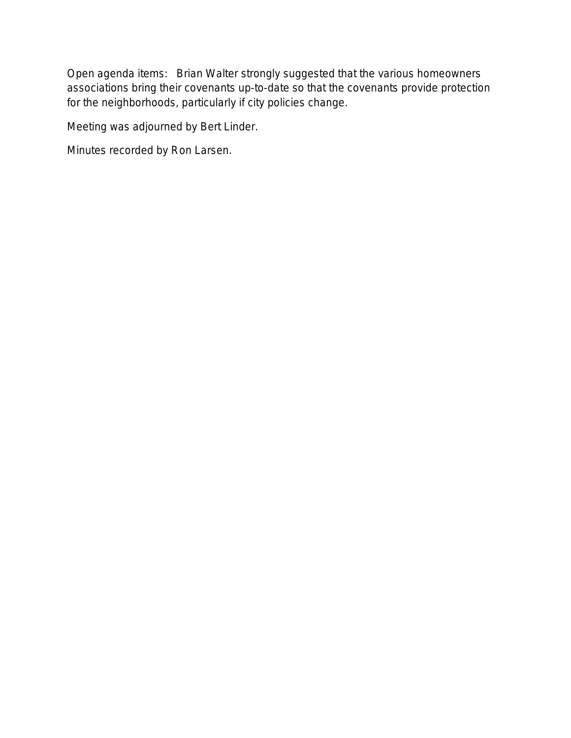Open agenda items: Brian Walter strongly suggested that the various homeowners associations bring their covenants up-to-date so that the covenants provide protection for the neighborhoods, particularly if city policies change.

Meeting was adjourned by Bert Linder.

Minutes recorded by Ron Larsen.